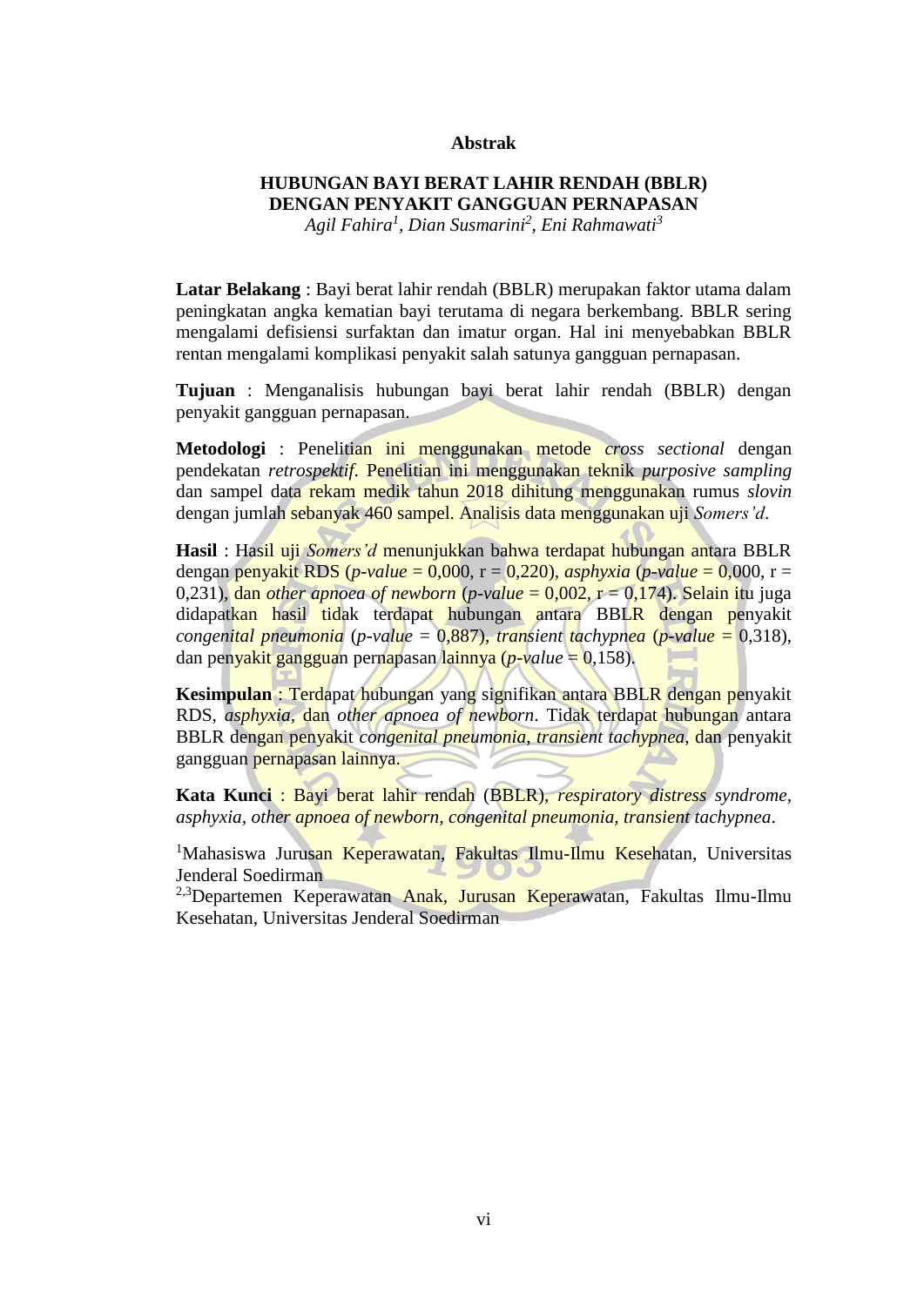# Abstrak

## HUBUNGAN BAYI BERAT LAHIR RENDAH (BBLR) DENGAN PENYAKIT GANGGUAN PERNAPASAN

*Agil Fahira[1], Dian Susmarini[2], Eni Rahmawati[3]*

**Latar Belakang** : Bayi berat lahir rendah (BBLR) merupakan faktor utama dalam peningkatan angka kematian bayi terutama di negara berkembang. BBLR sering mengalami defisiensi surfaktan dan imatur organ. Hal ini menyebabkan BBLR rentan mengalami komplikasi penyakit salah satunya gangguan pernapasan.

**Tujuan** : Menganalisis hubungan bayi berat lahir rendah (BBLR) dengan penyakit gangguan pernapasan.

**Metodologi** : Penelitian ini menggunakan metode *cross sectional* dengan pendekatan *retrospektif*. Penelitian ini menggunakan teknik *purposive sampling* dan sampel data rekam medik tahun 2018 dihitung menggunakan rumus *slovin* dengan jumlah sebanyak 460 sampel. Analisis data menggunakan uji *Somers'd*.

**Hasil** : Hasil uji *Somers'd* menunjukkan bahwa terdapat hubungan antara BBLR dengan penyakit RDS (*p-value* = 0,000, r = 0,220), *asphyxia* (*p-value* = 0,000, r = 0,231), dan *other apnoea of newborn* (*p-value* = 0,002, r = 0,174). Selain itu juga didapatkan hasil tidak terdapat hubungan antara BBLR dengan penyakit *congenital pneumonia* (*p-value* = 0,887), *transient tachypnea* (*p-value* = 0,318), dan penyakit gangguan pernapasan lainnya (*p-value* = 0,158).

**Kesimpulan** : Terdapat hubungan yang signifikan antara BBLR dengan penyakit RDS, *asphyxia*, dan *other apnoea of newborn*. Tidak terdapat hubungan antara BBLR dengan penyakit *congenital pneumonia*, *transient tachypnea*, dan penyakit gangguan pernapasan lainnya.

**Kata Kunci** : Bayi berat lahir rendah (BBLR), *respiratory distress syndrome, asphyxia, other apnoea of newborn, congenital pneumonia, transient tachypnea*.

[1]Mahasiswa Jurusan Keperawatan, Fakultas Ilmu-Ilmu Kesehatan, Universitas Jenderal Soedirman
[2,3]Departemen Keperawatan Anak, Jurusan Keperawatan, Fakultas Ilmu-Ilmu Kesehatan, Universitas Jenderal Soedirman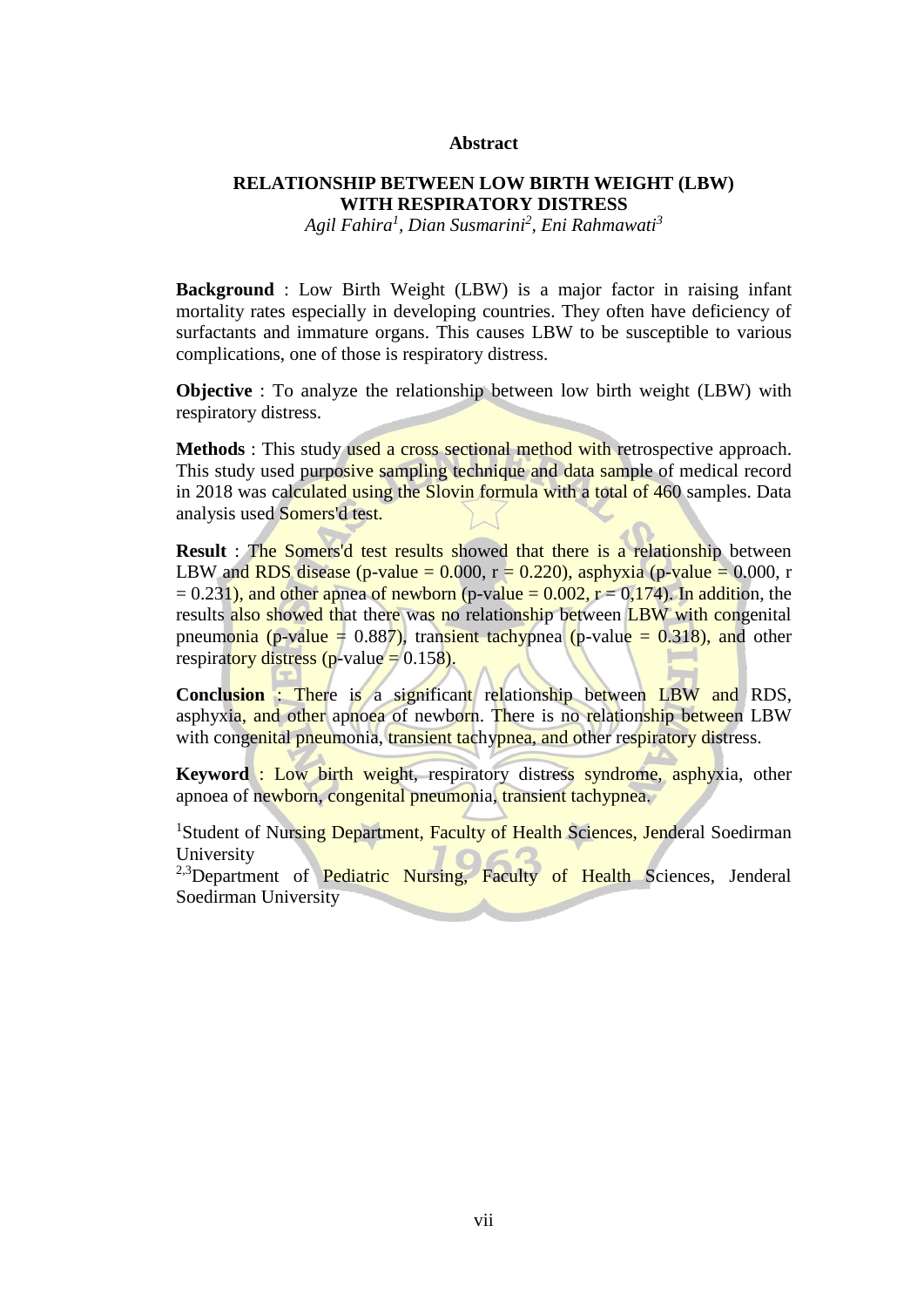# Abstract

## RELATIONSHIP BETWEEN LOW BIRTH WEIGHT (LBW) WITH RESPIRATORY DISTRESS

*Agil Fahira[1], Dian Susmarini[2], Eni Rahmawati[3]*

**Background** : Low Birth Weight (LBW) is a major factor in raising infant mortality rates especially in developing countries. They often have deficiency of surfactants and immature organs. This causes LBW to be susceptible to various complications, one of those is respiratory distress.

**Objective** : To analyze the relationship between low birth weight (LBW) with respiratory distress.

**Methods** : This study used a cross sectional method with retrospective approach. This study used purposive sampling technique and data sample of medical record in 2018 was calculated using the Slovin formula with a total of 460 samples. Data analysis used Somers'd test.

**Result** : The Somers'd test results showed that there is a relationship between LBW and RDS disease (p-value = 0.000, r = 0.220), asphyxia (p-value = 0.000, r = 0.231), and other apnea of newborn (p-value = 0.002, r = 0,174). In addition, the results also showed that there was no relationship between LBW with congenital pneumonia (p-value = 0.887), transient tachypnea (p-value = 0.318), and other respiratory distress (p-value = 0.158).

**Conclusion** : There is a significant relationship between LBW and RDS, asphyxia, and other apnoea of newborn. There is no relationship between LBW with congenital pneumonia, transient tachypnea, and other respiratory distress.

**Keyword** : Low birth weight, respiratory distress syndrome, asphyxia, other apnoea of newborn, congenital pneumonia, transient tachypnea.

[1]Student of Nursing Department, Faculty of Health Sciences, Jenderal Soedirman University

[2,3]Department of Pediatric Nursing, Faculty of Health Sciences, Jenderal Soedirman University